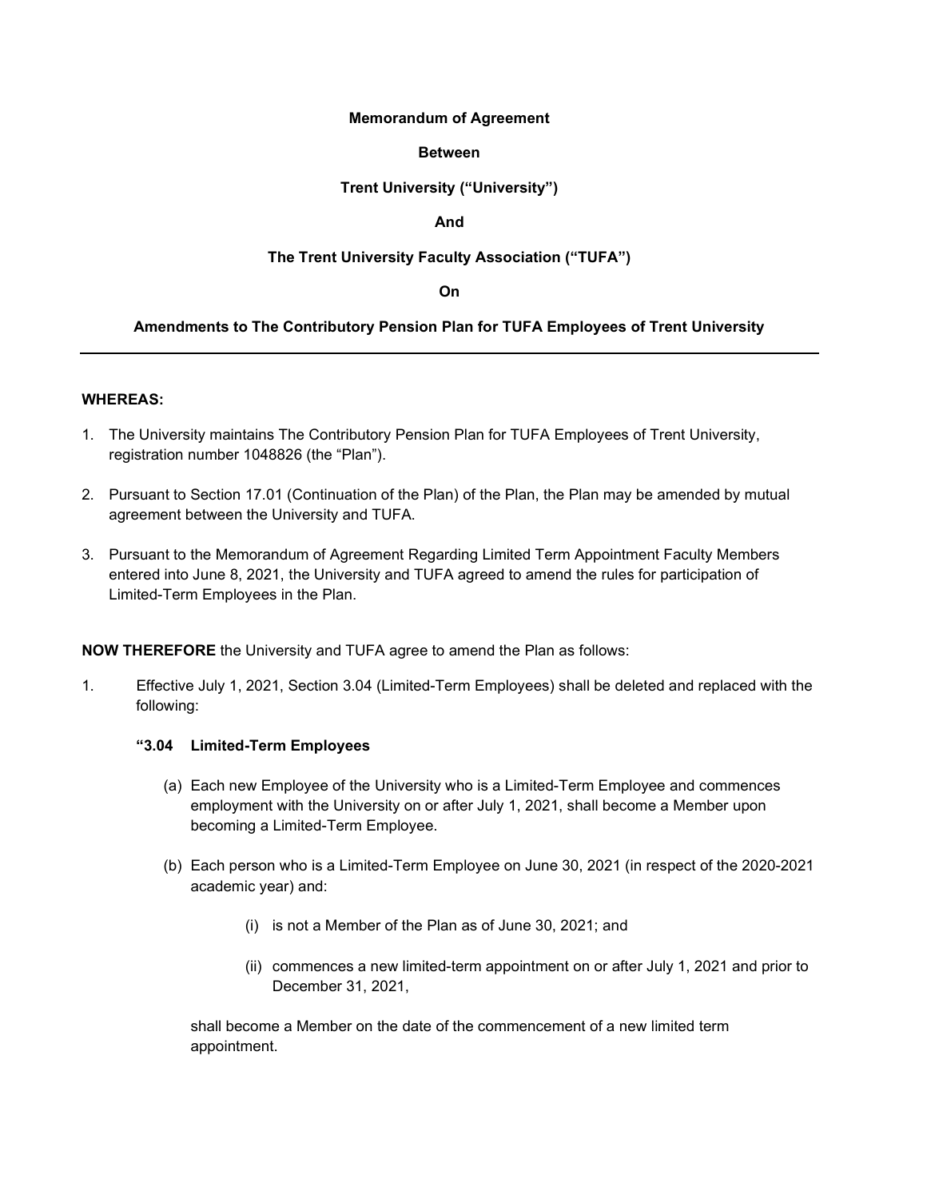**Memorandum of Agreement**

**Between**

**Trent University ("University")**

**And**

**The Trent University Faculty Association ("TUFA")**

**On**

**Amendments to The Contributory Pension Plan for TUFA Employees of Trent University**

---

**WHEREAS:**

1. The University maintains The Contributory Pension Plan for TUFA Employees of Trent University, registration number 1048826 (the "Plan").

2. Pursuant to Section 17.01 (Continuation of the Plan) of the Plan, the Plan may be amended by mutual agreement between the University and TUFA.

3. Pursuant to the Memorandum of Agreement Regarding Limited Term Appointment Faculty Members entered into June 8, 2021, the University and TUFA agreed to amend the rules for participation of Limited-Term Employees in the Plan.

**NOW THEREFORE** the University and TUFA agree to amend the Plan as follows:

1. Effective July 1, 2021, Section 3.04 (Limited-Term Employees) shall be deleted and replaced with the following:

   **"3.04 Limited-Term Employees**

   (a) Each new Employee of the University who is a Limited-Term Employee and commences employment with the University on or after July 1, 2021, shall become a Member upon becoming a Limited-Term Employee.

   (b) Each person who is a Limited-Term Employee on June 30, 2021 (in respect of the 2020-2021 academic year) and:

   (i) is not a Member of the Plan as of June 30, 2021; and

   (ii) commences a new limited-term appointment on or after July 1, 2021 and prior to December 31, 2021,

   shall become a Member on the date of the commencement of a new limited term appointment.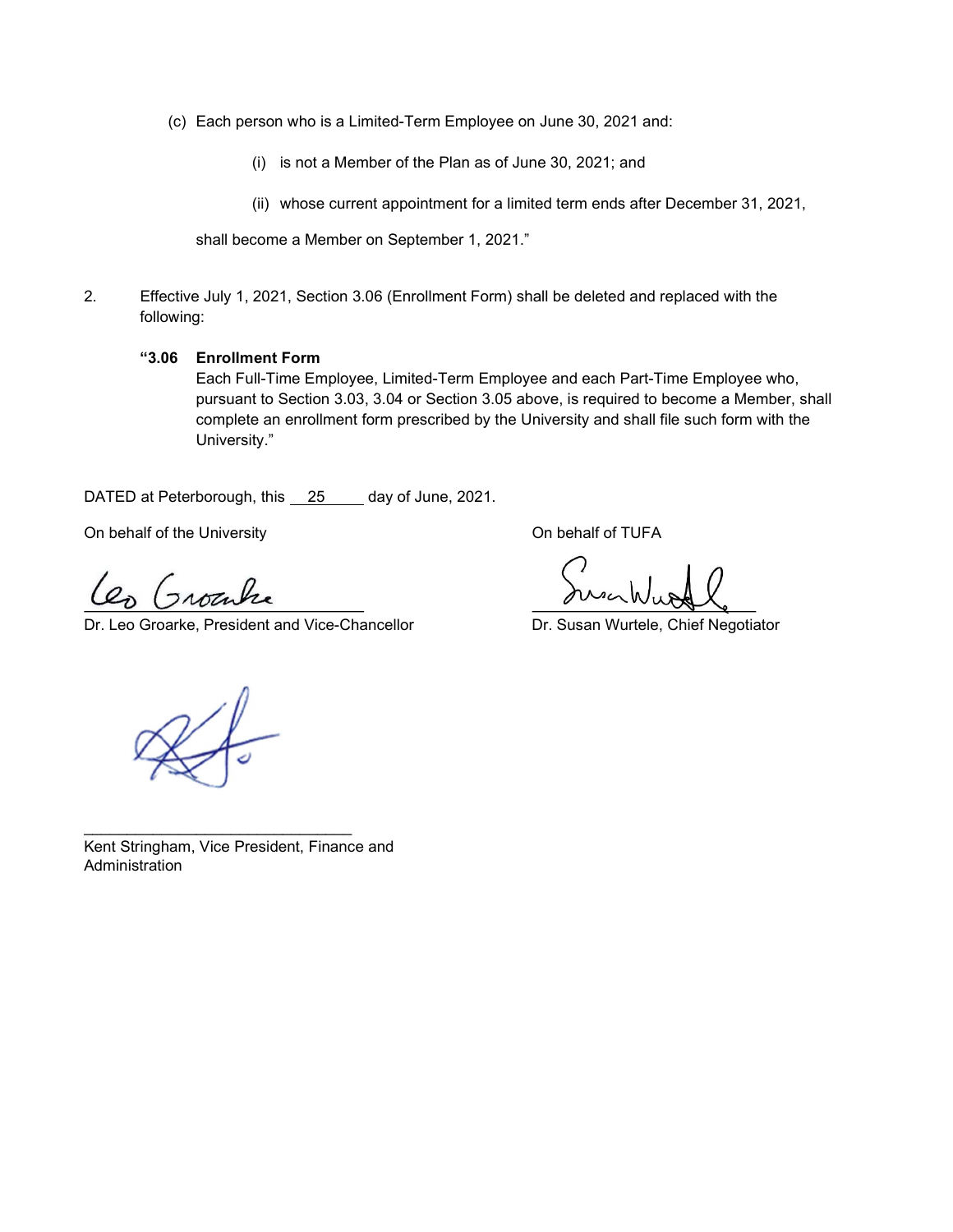(c) Each person who is a Limited-Term Employee on June 30, 2021 and:

   (i) is not a Member of the Plan as of June 30, 2021; and

   (ii) whose current appointment for a limited term ends after December 31, 2021,

shall become a Member on September 1, 2021."

2. Effective July 1, 2021, Section 3.06 (Enrollment Form) shall be deleted and replaced with the following:

   **"3.06 Enrollment Form**
   Each Full-Time Employee, Limited-Term Employee and each Part-Time Employee who, pursuant to Section 3.03, 3.04 or Section 3.05 above, is required to become a Member, shall complete an enrollment form prescribed by the University and shall file such form with the University."

DATED at Peterborough, this 25 day of June, 2021.

On behalf of the University

Dr. Leo Groarke, President and Vice-Chancellor

Kent Stringham, Vice President, Finance and Administration

On behalf of TUFA

Dr. Susan Wurtele, Chief Negotiator